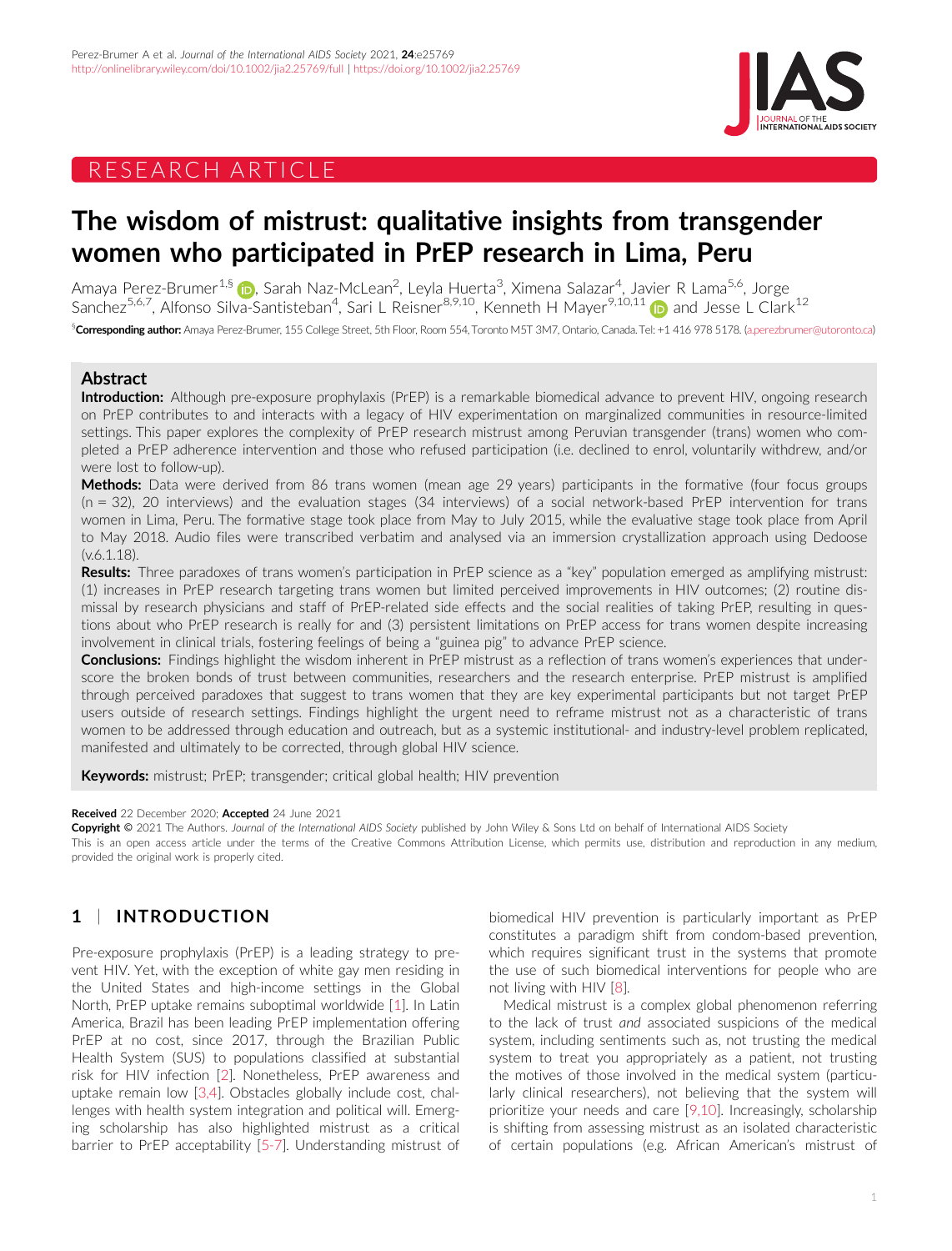RESEARCH ARTICLE

# The wisdom of mistrust: qualitative insights from transgender women who participated in PrEP research in Lima, Peru

Amaya Perez-Brumer[1,§], Sarah Naz-McLean[2], Leyla Huerta[3], Ximena Salazar[4], Javier R Lama[5,6], Jorge Sanchez[5,6,7], Alfonso Silva-Santisteban[4], Sari L Reisner[8,9,10], Kenneth H Mayer[9,10,11] and Jesse L Clark[12]

[§]**Corresponding author:** Amaya Perez-Brumer, 155 College Street, 5th Floor, Room 554, Toronto M5T 3M7, Ontario, Canada. Tel: +1 416 978 5178. (a.perezbrumer@utoronto.ca)

## Abstract

**Introduction:** Although pre-exposure prophylaxis (PrEP) is a remarkable biomedical advance to prevent HIV, ongoing research on PrEP contributes to and interacts with a legacy of HIV experimentation on marginalized communities in resource-limited settings. This paper explores the complexity of PrEP research mistrust among Peruvian transgender (trans) women who completed a PrEP adherence intervention and those who refused participation (i.e. declined to enrol, voluntarily withdrew, and/or were lost to follow-up).

**Methods:** Data were derived from 86 trans women (mean age 29 years) participants in the formative (four focus groups (n = 32), 20 interviews) and the evaluation stages (34 interviews) of a social network-based PrEP intervention for trans women in Lima, Peru. The formative stage took place from May to July 2015, while the evaluative stage took place from April to May 2018. Audio files were transcribed verbatim and analysed via an immersion crystallization approach using Dedoose (v.6.1.18).

**Results:** Three paradoxes of trans women's participation in PrEP science as a "key" population emerged as amplifying mistrust: (1) increases in PrEP research targeting trans women but limited perceived improvements in HIV outcomes; (2) routine dismissal by research physicians and staff of PrEP-related side effects and the social realities of taking PrEP, resulting in questions about who PrEP research is really for and (3) persistent limitations on PrEP access for trans women despite increasing involvement in clinical trials, fostering feelings of being a "guinea pig" to advance PrEP science.

**Conclusions:** Findings highlight the wisdom inherent in PrEP mistrust as a reflection of trans women's experiences that underscore the broken bonds of trust between communities, researchers and the research enterprise. PrEP mistrust is amplified through perceived paradoxes that suggest to trans women that they are key experimental participants but not target PrEP users outside of research settings. Findings highlight the urgent need to reframe mistrust not as a characteristic of trans women to be addressed through education and outreach, but as a systemic institutional- and industry-level problem replicated, manifested and ultimately to be corrected, through global HIV science.

**Keywords:** mistrust; PrEP; transgender; critical global health; HIV prevention

**Received** 22 December 2020; **Accepted** 24 June 2021

**Copyright** © 2021 The Authors. *Journal of the International AIDS Society* published by John Wiley & Sons Ltd on behalf of International AIDS Society

This is an open access article under the terms of the Creative Commons Attribution License, which permits use, distribution and reproduction in any medium, provided the original work is properly cited.

## 1 | INTRODUCTION

Pre-exposure prophylaxis (PrEP) is a leading strategy to prevent HIV. Yet, with the exception of white gay men residing in the United States and high-income settings in the Global North, PrEP uptake remains suboptimal worldwide [1]. In Latin America, Brazil has been leading PrEP implementation offering PrEP at no cost, since 2017, through the Brazilian Public Health System (SUS) to populations classified at substantial risk for HIV infection [2]. Nonetheless, PrEP awareness and uptake remain low [3,4]. Obstacles globally include cost, challenges with health system integration and political will. Emerging scholarship has also highlighted mistrust as a critical barrier to PrEP acceptability [5-7]. Understanding mistrust of biomedical HIV prevention is particularly important as PrEP constitutes a paradigm shift from condom-based prevention, which requires significant trust in the systems that promote the use of such biomedical interventions for people who are not living with HIV [8].

Medical mistrust is a complex global phenomenon referring to the lack of trust *and* associated suspicions of the medical system, including sentiments such as, not trusting the medical system to treat you appropriately as a patient, not trusting the motives of those involved in the medical system (particularly clinical researchers), not believing that the system will prioritize your needs and care [9,10]. Increasingly, scholarship is shifting from assessing mistrust as an isolated characteristic of certain populations (e.g. African American's mistrust of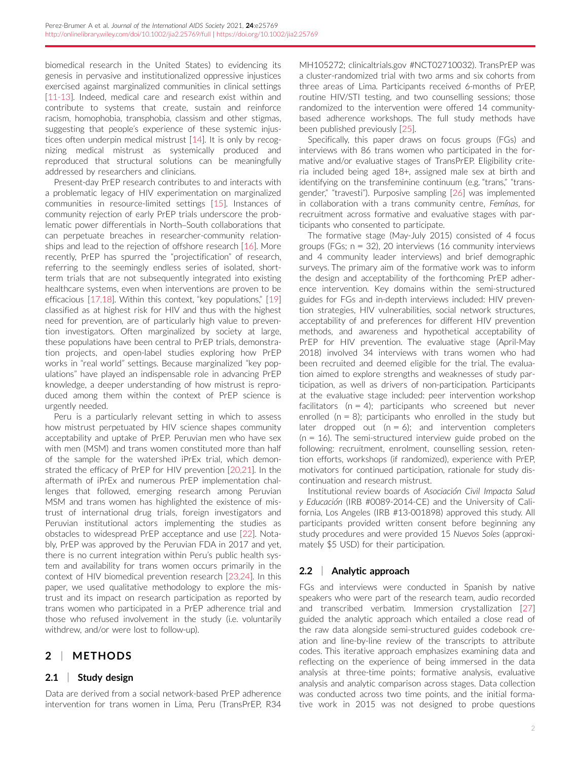biomedical research in the United States) to evidencing its genesis in pervasive and institutionalized oppressive injustices exercised against marginalized communities in clinical settings [11-13]. Indeed, medical care and research exist within and contribute to systems that create, sustain and reinforce racism, homophobia, transphobia, classism and other stigmas, suggesting that people's experience of these systemic injustices often underpin medical mistrust [14]. It is only by recognizing medical mistrust as systemically produced and reproduced that structural solutions can be meaningfully addressed by researchers and clinicians.

Present-day PrEP research contributes to and interacts with a problematic legacy of HIV experimentation on marginalized communities in resource-limited settings [15]. Instances of community rejection of early PrEP trials underscore the problematic power differentials in North–South collaborations that can perpetuate breaches in researcher-community relationships and lead to the rejection of offshore research [16]. More recently, PrEP has spurred the "projectification" of research, referring to the seemingly endless series of isolated, short-term trials that are not subsequently integrated into existing healthcare systems, even when interventions are proven to be efficacious [17,18]. Within this context, "key populations," [19] classified as at highest risk for HIV and thus with the highest need for prevention, are of particularly high value to prevention investigators. Often marginalized by society at large, these populations have been central to PrEP trials, demonstration projects, and open-label studies exploring how PrEP works in "real world" settings. Because marginalized "key populations" have played an indispensable role in advancing PrEP knowledge, a deeper understanding of how mistrust is reproduced among them within the context of PrEP science is urgently needed.

Peru is a particularly relevant setting in which to assess how mistrust perpetuated by HIV science shapes community acceptability and uptake of PrEP. Peruvian men who have sex with men (MSM) and trans women constituted more than half of the sample for the watershed iPrEx trial, which demonstrated the efficacy of PrEP for HIV prevention [20,21]. In the aftermath of iPrEx and numerous PrEP implementation challenges that followed, emerging research among Peruvian MSM and trans women has highlighted the existence of mistrust of international drug trials, foreign investigators and Peruvian institutional actors implementing the studies as obstacles to widespread PrEP acceptance and use [22]. Notably, PrEP was approved by the Peruvian FDA in 2017 and yet, there is no current integration within Peru's public health system and availability for trans women occurs primarily in the context of HIV biomedical prevention research [23,24]. In this paper, we used qualitative methodology to explore the mistrust and its impact on research participation as reported by trans women who participated in a PrEP adherence trial and those who refused involvement in the study (i.e. voluntarily withdrew, and/or were lost to follow-up).

## 2 | METHODS

### 2.1 | Study design

Data are derived from a social network-based PrEP adherence intervention for trans women in Lima, Peru (TransPrEP, R34 MH105272; clinicaltrials.gov #NCT02710032). TransPrEP was a cluster-randomized trial with two arms and six cohorts from three areas of Lima. Participants received 6-months of PrEP, routine HIV/STI testing, and two counselling sessions; those randomized to the intervention were offered 14 community-based adherence workshops. The full study methods have been published previously [25].

Specifically, this paper draws on focus groups (FGs) and interviews with 86 trans women who participated in the formative and/or evaluative stages of TransPrEP. Eligibility criteria included being aged 18+, assigned male sex at birth and identifying on the transfeminine continuum (e.g. "trans," "transgender," "travesti"). Purposive sampling [26] was implemented in collaboration with a trans community centre, *Femínas*, for recruitment across formative and evaluative stages with participants who consented to participate.

The formative stage (May-July 2015) consisted of 4 focus groups (FGs; n = 32), 20 interviews (16 community interviews and 4 community leader interviews) and brief demographic surveys. The primary aim of the formative work was to inform the design and acceptability of the forthcoming PrEP adherence intervention. Key domains within the semi-structured guides for FGs and in-depth interviews included: HIV prevention strategies, HIV vulnerabilities, social network structures, acceptability of and preferences for different HIV prevention methods, and awareness and hypothetical acceptability of PrEP for HIV prevention. The evaluative stage (April-May 2018) involved 34 interviews with trans women who had been recruited and deemed eligible for the trial. The evaluation aimed to explore strengths and weaknesses of study participation, as well as drivers of non-participation. Participants at the evaluative stage included: peer intervention workshop facilitators (n = 4); participants who screened but never enrolled (n = 8); participants who enrolled in the study but later dropped out (n = 6); and intervention completers (n = 16). The semi-structured interview guide probed on the following: recruitment, enrolment, counselling session, retention efforts, workshops (if randomized), experience with PrEP, motivators for continued participation, rationale for study discontinuation and research mistrust.

Institutional review boards of *Asociación Civil Impacta Salud y Educación* (IRB #0089-2014-CE) and the University of California, Los Angeles (IRB #13-001898) approved this study. All participants provided written consent before beginning any study procedures and were provided 15 *Nuevos Soles* (approximately $5 USD) for their participation.

### 2.2 | Analytic approach

FGs and interviews were conducted in Spanish by native speakers who were part of the research team, audio recorded and transcribed verbatim. Immersion crystallization [27] guided the analytic approach which entailed a close read of the raw data alongside semi-structured guides codebook creation and line-by-line review of the transcripts to attribute codes. This iterative approach emphasizes examining data and reflecting on the experience of being immersed in the data analysis at three-time points; formative analysis, evaluative analysis and analytic comparison across stages. Data collection was conducted across two time points, and the initial formative work in 2015 was not designed to probe questions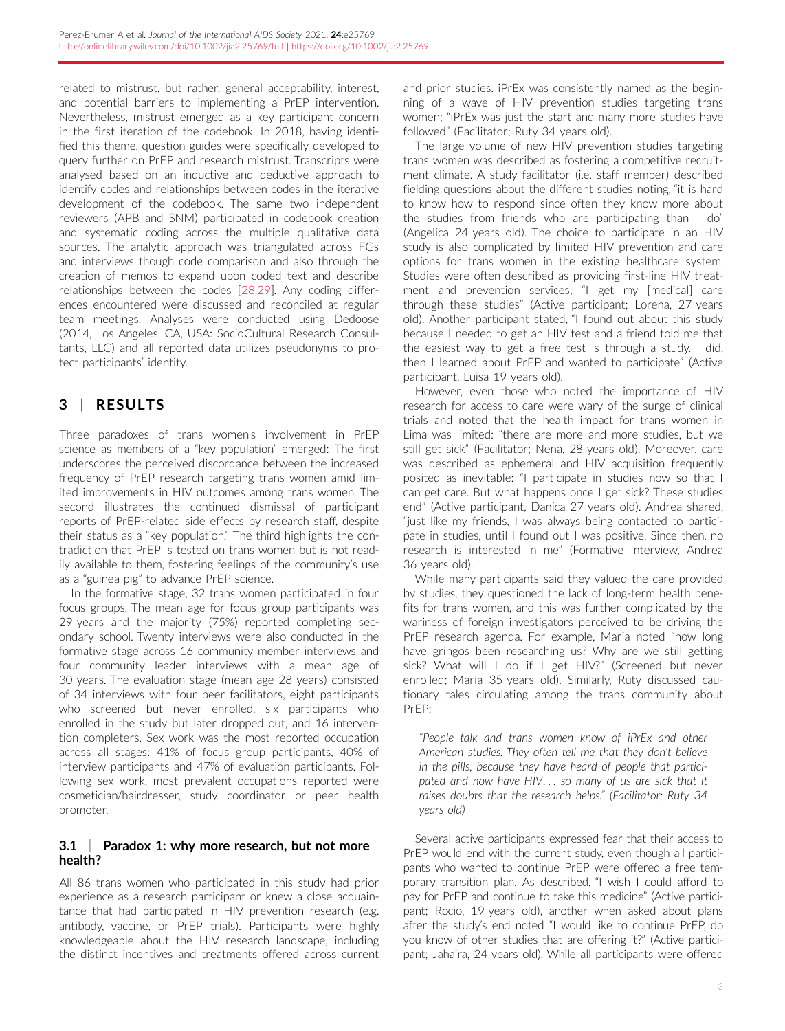related to mistrust, but rather, general acceptability, interest, and potential barriers to implementing a PrEP intervention. Nevertheless, mistrust emerged as a key participant concern in the first iteration of the codebook. In 2018, having identified this theme, question guides were specifically developed to query further on PrEP and research mistrust. Transcripts were analysed based on an inductive and deductive approach to identify codes and relationships between codes in the iterative development of the codebook. The same two independent reviewers (APB and SNM) participated in codebook creation and systematic coding across the multiple qualitative data sources. The analytic approach was triangulated across FGs and interviews though code comparison and also through the creation of memos to expand upon coded text and describe relationships between the codes [28,29]. Any coding differences encountered were discussed and reconciled at regular team meetings. Analyses were conducted using Dedoose (2014, Los Angeles, CA, USA: SocioCultural Research Consultants, LLC) and all reported data utilizes pseudonyms to protect participants' identity.

## 3 | RESULTS

Three paradoxes of trans women's involvement in PrEP science as members of a "key population" emerged: The first underscores the perceived discordance between the increased frequency of PrEP research targeting trans women amid limited improvements in HIV outcomes among trans women. The second illustrates the continued dismissal of participant reports of PrEP-related side effects by research staff, despite their status as a "key population." The third highlights the contradiction that PrEP is tested on trans women but is not readily available to them, fostering feelings of the community's use as a "guinea pig" to advance PrEP science.

In the formative stage, 32 trans women participated in four focus groups. The mean age for focus group participants was 29 years and the majority (75%) reported completing secondary school. Twenty interviews were also conducted in the formative stage across 16 community member interviews and four community leader interviews with a mean age of 30 years. The evaluation stage (mean age 28 years) consisted of 34 interviews with four peer facilitators, eight participants who screened but never enrolled, six participants who enrolled in the study but later dropped out, and 16 intervention completers. Sex work was the most reported occupation across all stages: 41% of focus group participants, 40% of interview participants and 47% of evaluation participants. Following sex work, most prevalent occupations reported were cosmetician/hairdresser, study coordinator or peer health promoter.

### 3.1 | Paradox 1: why more research, but not more health?

All 86 trans women who participated in this study had prior experience as a research participant or knew a close acquaintance that had participated in HIV prevention research (e.g. antibody, vaccine, or PrEP trials). Participants were highly knowledgeable about the HIV research landscape, including the distinct incentives and treatments offered across current and prior studies. iPrEx was consistently named as the beginning of a wave of HIV prevention studies targeting trans women; "iPrEx was just the start and many more studies have followed" (Facilitator; Ruty 34 years old).

The large volume of new HIV prevention studies targeting trans women was described as fostering a competitive recruitment climate. A study facilitator (i.e. staff member) described fielding questions about the different studies noting, "it is hard to know how to respond since often they know more about the studies from friends who are participating than I do" (Angelica 24 years old). The choice to participate in an HIV study is also complicated by limited HIV prevention and care options for trans women in the existing healthcare system. Studies were often described as providing first-line HIV treatment and prevention services; "I get my [medical] care through these studies" (Active participant; Lorena, 27 years old). Another participant stated, "I found out about this study because I needed to get an HIV test and a friend told me that the easiest way to get a free test is through a study. I did, then I learned about PrEP and wanted to participate" (Active participant, Luisa 19 years old).

However, even those who noted the importance of HIV research for access to care were wary of the surge of clinical trials and noted that the health impact for trans women in Lima was limited: "there are more and more studies, but we still get sick" (Facilitator; Nena, 28 years old). Moreover, care was described as ephemeral and HIV acquisition frequently posited as inevitable: "I participate in studies now so that I can get care. But what happens once I get sick? These studies end" (Active participant, Danica 27 years old). Andrea shared, "just like my friends, I was always being contacted to participate in studies, until I found out I was positive. Since then, no research is interested in me" (Formative interview, Andrea 36 years old).

While many participants said they valued the care provided by studies, they questioned the lack of long-term health benefits for trans women, and this was further complicated by the wariness of foreign investigators perceived to be driving the PrEP research agenda. For example, Maria noted "how long have gringos been researching us? Why are we still getting sick? What will I do if I get HIV?" (Screened but never enrolled; Maria 35 years old). Similarly, Ruty discussed cautionary tales circulating among the trans community about PrEP:

> *"People talk and trans women know of iPrEx and other American studies. They often tell me that they don't believe in the pills, because they have heard of people that participated and now have HIV… so many of us are sick that it raises doubts that the research helps." (Facilitator; Ruty 34 years old)*

Several active participants expressed fear that their access to PrEP would end with the current study, even though all participants who wanted to continue PrEP were offered a free temporary transition plan. As described, "I wish I could afford to pay for PrEP and continue to take this medicine" (Active participant; Rocio, 19 years old), another when asked about plans after the study's end noted "I would like to continue PrEP, do you know of other studies that are offering it?" (Active participant; Jahaira, 24 years old). While all participants were offered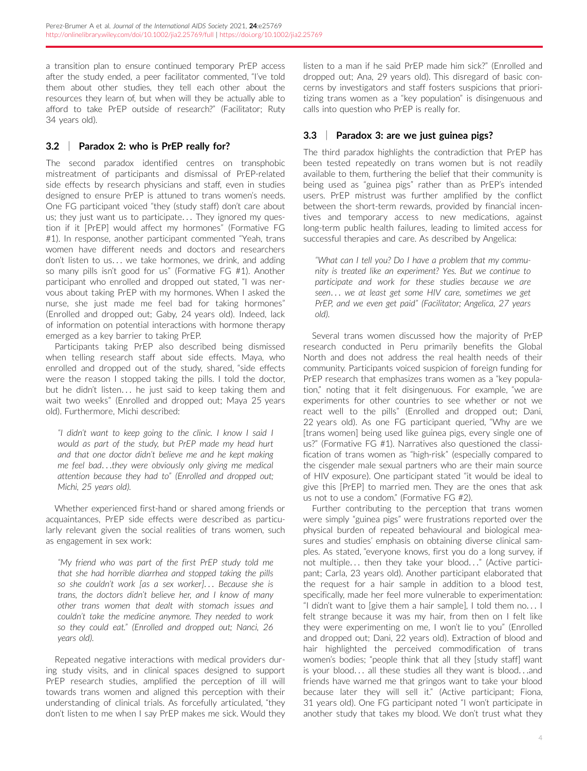a transition plan to ensure continued temporary PrEP access after the study ended, a peer facilitator commented, "I've told them about other studies, they tell each other about the resources they learn of, but when will they be actually able to afford to take PrEP outside of research?" (Facilitator; Ruty 34 years old).

### 3.2 | Paradox 2: who is PrEP really for?

The second paradox identified centres on transphobic mistreatment of participants and dismissal of PrEP-related side effects by research physicians and staff, even in studies designed to ensure PrEP is attuned to trans women's needs. One FG participant voiced "they (study staff) don't care about us; they just want us to participate… They ignored my question if it [PrEP] would affect my hormones" (Formative FG #1). In response, another participant commented "Yeah, trans women have different needs and doctors and researchers don't listen to us… we take hormones, we drink, and adding so many pills isn't good for us" (Formative FG #1). Another participant who enrolled and dropped out stated, "I was nervous about taking PrEP with my hormones. When I asked the nurse, she just made me feel bad for taking hormones" (Enrolled and dropped out; Gaby, 24 years old). Indeed, lack of information on potential interactions with hormone therapy emerged as a key barrier to taking PrEP.

Participants taking PrEP also described being dismissed when telling research staff about side effects. Maya, who enrolled and dropped out of the study, shared, "side effects were the reason I stopped taking the pills. I told the doctor, but he didn't listen… he just said to keep taking them and wait two weeks" (Enrolled and dropped out; Maya 25 years old). Furthermore, Michi described:

> *"I didn't want to keep going to the clinic. I know I said I would as part of the study, but PrEP made my head hurt and that one doctor didn't believe me and he kept making me feel bad…they were obviously only giving me medical attention because they had to" (Enrolled and dropped out; Michi, 25 years old).*

Whether experienced first-hand or shared among friends or acquaintances, PrEP side effects were described as particularly relevant given the social realities of trans women, such as engagement in sex work:

> *"My friend who was part of the first PrEP study told me that she had horrible diarrhea and stopped taking the pills so she couldn't work [as a sex worker]… Because she is trans, the doctors didn't believe her, and I know of many other trans women that dealt with stomach issues and couldn't take the medicine anymore. They needed to work so they could eat." (Enrolled and dropped out; Nanci, 26 years old).*

Repeated negative interactions with medical providers during study visits, and in clinical spaces designed to support PrEP research studies, amplified the perception of ill will towards trans women and aligned this perception with their understanding of clinical trials. As forcefully articulated, "they don't listen to me when I say PrEP makes me sick. Would they listen to a man if he said PrEP made him sick?" (Enrolled and dropped out; Ana, 29 years old). This disregard of basic concerns by investigators and staff fosters suspicions that prioritizing trans women as a "key population" is disingenuous and calls into question who PrEP is really for.

### 3.3 | Paradox 3: are we just guinea pigs?

The third paradox highlights the contradiction that PrEP has been tested repeatedly on trans women but is not readily available to them, furthering the belief that their community is being used as "guinea pigs" rather than as PrEP's intended users. PrEP mistrust was further amplified by the conflict between the short-term rewards, provided by financial incentives and temporary access to new medications, against long-term public health failures, leading to limited access for successful therapies and care. As described by Angelica:

> *"What can I tell you? Do I have a problem that my community is treated like an experiment? Yes. But we continue to participate and work for these studies because we are seen… we at least get some HIV care, sometimes we get PrEP, and we even get paid" (Facilitator; Angelica, 27 years old).*

Several trans women discussed how the majority of PrEP research conducted in Peru primarily benefits the Global North and does not address the real health needs of their community. Participants voiced suspicion of foreign funding for PrEP research that emphasizes trans women as a "key population," noting that it felt disingenuous. For example, "we are experiments for other countries to see whether or not we react well to the pills" (Enrolled and dropped out; Dani, 22 years old). As one FG participant queried, "Why are we [trans women] being used like guinea pigs, every single one of us?" (Formative FG #1). Narratives also questioned the classification of trans women as "high-risk" (especially compared to the cisgender male sexual partners who are their main source of HIV exposure). One participant stated "it would be ideal to give this [PrEP] to married men. They are the ones that ask us not to use a condom." (Formative FG #2).

Further contributing to the perception that trans women were simply "guinea pigs" were frustrations reported over the physical burden of repeated behavioural and biological measures and studies' emphasis on obtaining diverse clinical samples. As stated, "everyone knows, first you do a long survey, if not multiple… then they take your blood…" (Active participant; Carla, 23 years old). Another participant elaborated that the request for a hair sample in addition to a blood test, specifically, made her feel more vulnerable to experimentation: "I didn't want to [give them a hair sample], I told them no… I felt strange because it was my hair, from then on I felt like they were experimenting on me, I won't lie to you" (Enrolled and dropped out; Dani, 22 years old). Extraction of blood and hair highlighted the perceived commodification of trans women's bodies; "people think that all they [study staff] want is your blood… all these studies all they want is blood…and friends have warned me that gringos want to take your blood because later they will sell it." (Active participant; Fiona, 31 years old). One FG participant noted "I won't participate in another study that takes my blood. We don't trust what they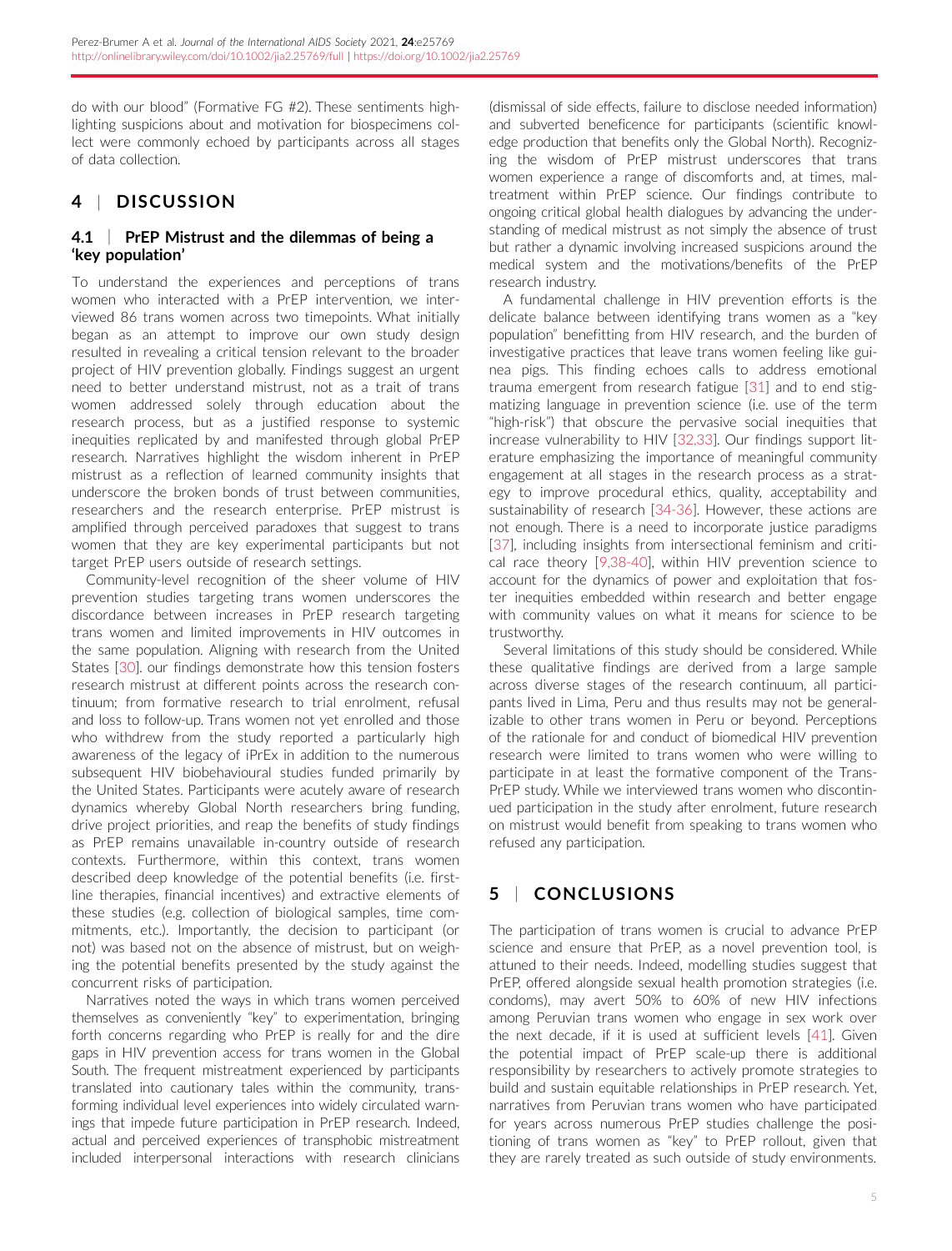do with our blood" (Formative FG #2). These sentiments highlighting suspicions about and motivation for biospecimens collect were commonly echoed by participants across all stages of data collection.

## 4 | DISCUSSION

### 4.1 | PrEP Mistrust and the dilemmas of being a 'key population'

To understand the experiences and perceptions of trans women who interacted with a PrEP intervention, we interviewed 86 trans women across two timepoints. What initially began as an attempt to improve our own study design resulted in revealing a critical tension relevant to the broader project of HIV prevention globally. Findings suggest an urgent need to better understand mistrust, not as a trait of trans women addressed solely through education about the research process, but as a justified response to systemic inequities replicated by and manifested through global PrEP research. Narratives highlight the wisdom inherent in PrEP mistrust as a reflection of learned community insights that underscore the broken bonds of trust between communities, researchers and the research enterprise. PrEP mistrust is amplified through perceived paradoxes that suggest to trans women that they are key experimental participants but not target PrEP users outside of research settings.

Community-level recognition of the sheer volume of HIV prevention studies targeting trans women underscores the discordance between increases in PrEP research targeting trans women and limited improvements in HIV outcomes in the same population. Aligning with research from the United States [30]. our findings demonstrate how this tension fosters research mistrust at different points across the research continuum; from formative research to trial enrolment, refusal and loss to follow-up. Trans women not yet enrolled and those who withdrew from the study reported a particularly high awareness of the legacy of iPrEx in addition to the numerous subsequent HIV biobehavioural studies funded primarily by the United States. Participants were acutely aware of research dynamics whereby Global North researchers bring funding, drive project priorities, and reap the benefits of study findings as PrEP remains unavailable in-country outside of research contexts. Furthermore, within this context, trans women described deep knowledge of the potential benefits (i.e. first-line therapies, financial incentives) and extractive elements of these studies (e.g. collection of biological samples, time commitments, etc.). Importantly, the decision to participant (or not) was based not on the absence of mistrust, but on weighing the potential benefits presented by the study against the concurrent risks of participation.

Narratives noted the ways in which trans women perceived themselves as conveniently "key" to experimentation, bringing forth concerns regarding who PrEP is really for and the dire gaps in HIV prevention access for trans women in the Global South. The frequent mistreatment experienced by participants translated into cautionary tales within the community, transforming individual level experiences into widely circulated warnings that impede future participation in PrEP research. Indeed, actual and perceived experiences of transphobic mistreatment included interpersonal interactions with research clinicians (dismissal of side effects, failure to disclose needed information) and subverted beneficence for participants (scientific knowledge production that benefits only the Global North). Recognizing the wisdom of PrEP mistrust underscores that trans women experience a range of discomforts and, at times, maltreatment within PrEP science. Our findings contribute to ongoing critical global health dialogues by advancing the understanding of medical mistrust as not simply the absence of trust but rather a dynamic involving increased suspicions around the medical system and the motivations/benefits of the PrEP research industry.

A fundamental challenge in HIV prevention efforts is the delicate balance between identifying trans women as a "key population" benefitting from HIV research, and the burden of investigative practices that leave trans women feeling like guinea pigs. This finding echoes calls to address emotional trauma emergent from research fatigue [31] and to end stigmatizing language in prevention science (i.e. use of the term "high-risk") that obscure the pervasive social inequities that increase vulnerability to HIV [32,33]. Our findings support literature emphasizing the importance of meaningful community engagement at all stages in the research process as a strategy to improve procedural ethics, quality, acceptability and sustainability of research [34-36]. However, these actions are not enough. There is a need to incorporate justice paradigms [37], including insights from intersectional feminism and critical race theory [9,38-40], within HIV prevention science to account for the dynamics of power and exploitation that foster inequities embedded within research and better engage with community values on what it means for science to be trustworthy.

Several limitations of this study should be considered. While these qualitative findings are derived from a large sample across diverse stages of the research continuum, all participants lived in Lima, Peru and thus results may not be generalizable to other trans women in Peru or beyond. Perceptions of the rationale for and conduct of biomedical HIV prevention research were limited to trans women who were willing to participate in at least the formative component of the TransPrEP study. While we interviewed trans women who discontinued participation in the study after enrolment, future research on mistrust would benefit from speaking to trans women who refused any participation.

## 5 | CONCLUSIONS

The participation of trans women is crucial to advance PrEP science and ensure that PrEP, as a novel prevention tool, is attuned to their needs. Indeed, modelling studies suggest that PrEP, offered alongside sexual health promotion strategies (i.e. condoms), may avert 50% to 60% of new HIV infections among Peruvian trans women who engage in sex work over the next decade, if it is used at sufficient levels [41]. Given the potential impact of PrEP scale-up there is additional responsibility by researchers to actively promote strategies to build and sustain equitable relationships in PrEP research. Yet, narratives from Peruvian trans women who have participated for years across numerous PrEP studies challenge the positioning of trans women as "key" to PrEP rollout, given that they are rarely treated as such outside of study environments.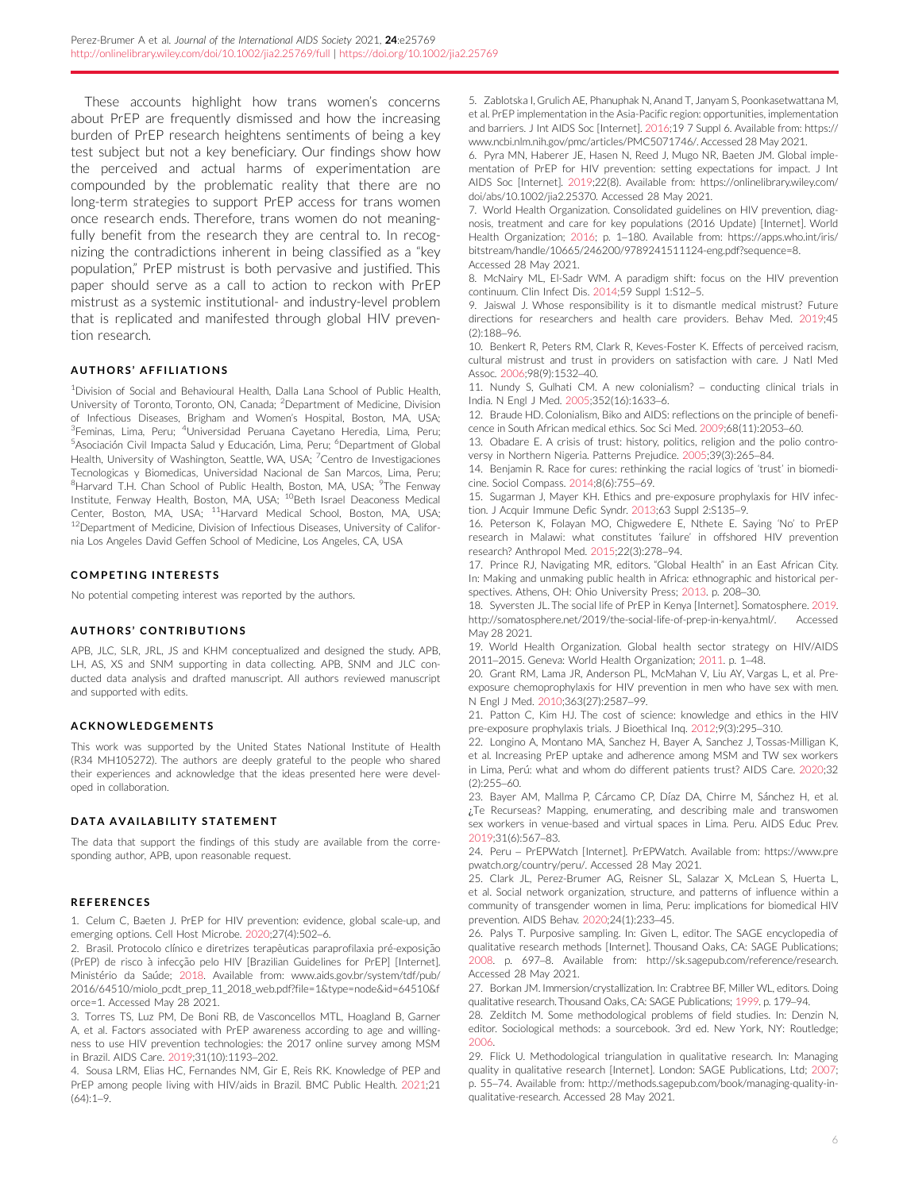These accounts highlight how trans women's concerns about PrEP are frequently dismissed and how the increasing burden of PrEP research heightens sentiments of being a key test subject but not a key beneficiary. Our findings show how the perceived and actual harms of experimentation are compounded by the problematic reality that there are no long-term strategies to support PrEP access for trans women once research ends. Therefore, trans women do not meaningfully benefit from the research they are central to. In recognizing the contradictions inherent in being classified as a "key population," PrEP mistrust is both pervasive and justified. This paper should serve as a call to action to reckon with PrEP mistrust as a systemic institutional- and industry-level problem that is replicated and manifested through global HIV prevention research.

## AUTHORS' AFFILIATIONS

[1]Division of Social and Behavioural Health, Dalla Lana School of Public Health, University of Toronto, Toronto, ON, Canada; [2]Department of Medicine, Division of Infectious Diseases, Brigham and Women's Hospital, Boston, MA, USA; [3]Feminas, Lima, Peru; [4]Universidad Peruana Cayetano Heredia, Lima, Peru; [5]Asociación Civil Impacta Salud y Educación, Lima, Peru; [6]Department of Global Health, University of Washington, Seattle, WA, USA; [7]Centro de Investigaciones Tecnologicas y Biomedicas, Universidad Nacional de San Marcos, Lima, Peru; [8]Harvard T.H. Chan School of Public Health, Boston, MA, USA; [9]The Fenway Institute, Fenway Health, Boston, MA, USA; [10]Beth Israel Deaconess Medical Center, Boston, MA, USA; [11]Harvard Medical School, Boston, MA, USA; [12]Department of Medicine, Division of Infectious Diseases, University of California Los Angeles David Geffen School of Medicine, Los Angeles, CA, USA

## COMPETING INTERESTS

No potential competing interest was reported by the authors.

## AUTHORS' CONTRIBUTIONS

APB, JLC, SLR, JRL, JS and KHM conceptualized and designed the study. APB, LH, AS, XS and SNM supporting in data collecting. APB, SNM and JLC conducted data analysis and drafted manuscript. All authors reviewed manuscript and supported with edits.

## ACKNOWLEDGEMENTS

This work was supported by the United States National Institute of Health (R34 MH105272). The authors are deeply grateful to the people who shared their experiences and acknowledge that the ideas presented here were developed in collaboration.

## DATA AVAILABILITY STATEMENT

The data that support the findings of this study are available from the corresponding author, APB, upon reasonable request.

## REFERENCES

1. Celum C, Baeten J. PrEP for HIV prevention: evidence, global scale-up, and emerging options. Cell Host Microbe. 2020;27(4):502–6.
2. Brasil. Protocolo clínico e diretrizes terapêuticas paraprofilaxia pré-exposição (PrEP) de risco à infecção pelo HIV [Brazilian Guidelines for PrEP] [Internet]. Ministério da Saúde; 2018. Available from: www.aids.gov.br/system/tdf/pub/2016/64510/miolo_pcdt_prep_11_2018_web.pdf?file=1&type=node&id=64510&force=1. Accessed May 28 2021.
3. Torres TS, Luz PM, De Boni RB, de Vasconcellos MTL, Hoagland B, Garner A, et al. Factors associated with PrEP awareness according to age and willingness to use HIV prevention technologies: the 2017 online survey among MSM in Brazil. AIDS Care. 2019;31(10):1193–202.
4. Sousa LRM, Elias HC, Fernandes NM, Gir E, Reis RK. Knowledge of PEP and PrEP among people living with HIV/aids in Brazil. BMC Public Health. 2021;21(64):1–9.
5. Zablotska I, Grulich AE, Phanuphak N, Anand T, Janyam S, Poonkasetwattana M, et al. PrEP implementation in the Asia-Pacific region: opportunities, implementation and barriers. J Int AIDS Soc [Internet]. 2016;19 7 Suppl 6. Available from: https://www.ncbi.nlm.nih.gov/pmc/articles/PMC5071746/. Accessed 28 May 2021.
6. Pyra MN, Haberer JE, Hasen N, Reed J, Mugo NR, Baeten JM. Global implementation of PrEP for HIV prevention: setting expectations for impact. J Int AIDS Soc [Internet]. 2019;22(8). Available from: https://onlinelibrary.wiley.com/doi/abs/10.1002/jia2.25370. Accessed 28 May 2021.
7. World Health Organization. Consolidated guidelines on HIV prevention, diagnosis, treatment and care for key populations (2016 Update) [Internet]. World Health Organization; 2016; p. 1–180. Available from: https://apps.who.int/iris/bitstream/handle/10665/246200/9789241511124-eng.pdf?sequence=8. Accessed 28 May 2021.
8. McNairy ML, El-Sadr WM. A paradigm shift: focus on the HIV prevention continuum. Clin Infect Dis. 2014;59 Suppl 1:S12–5.
9. Jaiswal J. Whose responsibility is it to dismantle medical mistrust? Future directions for researchers and health care providers. Behav Med. 2019;45(2):188–96.
10. Benkert R, Peters RM, Clark R, Keves-Foster K. Effects of perceived racism, cultural mistrust and trust in providers on satisfaction with care. J Natl Med Assoc. 2006;98(9):1532–40.
11. Nundy S, Gulhati CM. A new colonialism? – conducting clinical trials in India. N Engl J Med. 2005;352(16):1633–6.
12. Braude HD. Colonialism, Biko and AIDS: reflections on the principle of beneficence in South African medical ethics. Soc Sci Med. 2009;68(11):2053–60.
13. Obadare E. A crisis of trust: history, politics, religion and the polio controversy in Northern Nigeria. Patterns Prejudice. 2005;39(3):265–84.
14. Benjamin R. Race for cures: rethinking the racial logics of 'trust' in biomedicine. Sociol Compass. 2014;8(6):755–69.
15. Sugarman J, Mayer KH. Ethics and pre-exposure prophylaxis for HIV infection. J Acquir Immune Defic Syndr. 2013;63 Suppl 2:S135–9.
16. Peterson K, Folayan MO, Chigwedere E, Nthete E. Saying 'No' to PrEP research in Malawi: what constitutes 'failure' in offshored HIV prevention research? Anthropol Med. 2015;22(3):278–94.
17. Prince RJ, Navigating MR, editors. "Global Health" in an East African City. In: Making and unmaking public health in Africa: ethnographic and historical perspectives. Athens, OH: Ohio University Press; 2013. p. 208–30.
18. Syversten JL. The social life of PrEP in Kenya [Internet]. Somatosphere. 2019. http://somatosphere.net/2019/the-social-life-of-prep-in-kenya.html/. Accessed May 28 2021.
19. World Health Organization. Global health sector strategy on HIV/AIDS 2011–2015. Geneva: World Health Organization; 2011. p. 1–48.
20. Grant RM, Lama JR, Anderson PL, McMahan V, Liu AY, Vargas L, et al. Preexposure chemoprophylaxis for HIV prevention in men who have sex with men. N Engl J Med. 2010;363(27):2587–99.
21. Patton C, Kim HJ. The cost of science: knowledge and ethics in the HIV pre-exposure prophylaxis trials. J Bioethical Inq. 2012;9(3):295–310.
22. Longino A, Montano MA, Sanchez H, Bayer A, Sanchez J, Tossas-Milligan K, et al. Increasing PrEP uptake and adherence among MSM and TW sex workers in Lima, Perú: what and whom do different patients trust? AIDS Care. 2020;32(2):255–60.
23. Bayer AM, Mallma P, Cárcamo CP, Díaz DA, Chirre M, Sánchez H, et al. ¿Te Recurseas? Mapping, enumerating, and describing male and transwomen sex workers in venue-based and virtual spaces in Lima. Peru. AIDS Educ Prev. 2019;31(6):567–83.
24. Peru – PrEPWatch [Internet]. PrEPWatch. Available from: https://www.prepwatch.org/country/peru/. Accessed 28 May 2021.
25. Clark JL, Perez-Brumer AG, Reisner SL, Salazar X, McLean S, Huerta L, et al. Social network organization, structure, and patterns of influence within a community of transgender women in lima, Peru: implications for biomedical HIV prevention. AIDS Behav. 2020;24(1):233–45.
26. Palys T. Purposive sampling. In: Given L, editor. The SAGE encyclopedia of qualitative research methods [Internet]. Thousand Oaks, CA: SAGE Publications; 2008. p. 697–8. Available from: http://sk.sagepub.com/reference/research. Accessed 28 May 2021.
27. Borkan JM. Immersion/crystallization. In: Crabtree BF, Miller WL, editors. Doing qualitative research. Thousand Oaks, CA: SAGE Publications; 1999. p. 179–94.
28. Zelditch M. Some methodological problems of field studies. In: Denzin N, editor. Sociological methods: a sourcebook. 3rd ed. New York, NY: Routledge; 2006.
29. Flick U. Methodological triangulation in qualitative research. In: Managing quality in qualitative research [Internet]. London: SAGE Publications, Ltd; 2007; p. 55–74. Available from: http://methods.sagepub.com/book/managing-quality-in-qualitative-research. Accessed 28 May 2021.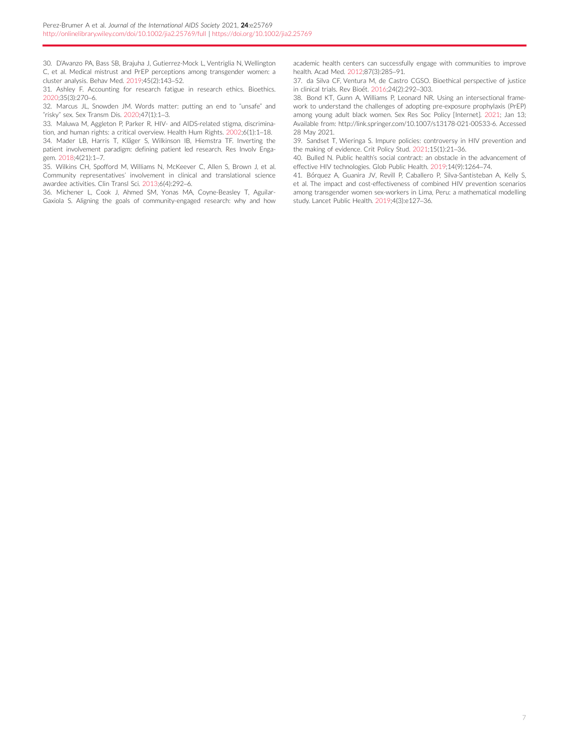30. D'Avanzo PA, Bass SB, Brajuha J, Gutierrez-Mock L, Ventriglia N, Wellington C, et al. Medical mistrust and PrEP perceptions among transgender women: a cluster analysis. Behav Med. 2019;45(2):143–52.

31. Ashley F. Accounting for research fatigue in research ethics. Bioethics. 2020;35(3):270–6.

32. Marcus JL, Snowden JM. Words matter: putting an end to "unsafe" and "risky" sex. Sex Transm Dis. 2020;47(1):1–3.

33. Maluwa M, Aggleton P, Parker R. HIV- and AIDS-related stigma, discrimination, and human rights: a critical overview. Health Hum Rights. 2002;6(1):1–18.

34. Mader LB, Harris T, Kläger S, Wilkinson IB, Hiemstra TF. Inverting the patient involvement paradigm: defining patient led research. Res Involv Engagem. 2018;4(21):1–7.

35. Wilkins CH, Spofford M, Williams N, McKeever C, Allen S, Brown J, et al. Community representatives' involvement in clinical and translational science awardee activities. Clin Transl Sci. 2013;6(4):292–6.

36. Michener L, Cook J, Ahmed SM, Yonas MA, Coyne-Beasley T, Aguilar-Gaxiola S. Aligning the goals of community-engaged research: why and how academic health centers can successfully engage with communities to improve health. Acad Med. 2012;87(3):285–91.

37. da Silva CF, Ventura M, de Castro CGSO. Bioethical perspective of justice in clinical trials. Rev Bioét. 2016;24(2):292–303.

38. Bond KT, Gunn A, Williams P, Leonard NR. Using an intersectional framework to understand the challenges of adopting pre-exposure prophylaxis (PrEP) among young adult black women. Sex Res Soc Policy [Internet]. 2021; Jan 13; Available from: http://link.springer.com/10.1007/s13178-021-00533-6. Accessed 28 May 2021.

39. Sandset T, Wieringa S. Impure policies: controversy in HIV prevention and the making of evidence. Crit Policy Stud. 2021;15(1):21–36.

40. Bulled N. Public health's social contract: an obstacle in the advancement of effective HIV technologies. Glob Public Health. 2019;14(9):1264–74.

41. Bórquez A, Guanira JV, Revill P, Caballero P, Silva-Santisteban A, Kelly S, et al. The impact and cost-effectiveness of combined HIV prevention scenarios among transgender women sex-workers in Lima, Peru: a mathematical modelling study. Lancet Public Health. 2019;4(3):e127–36.